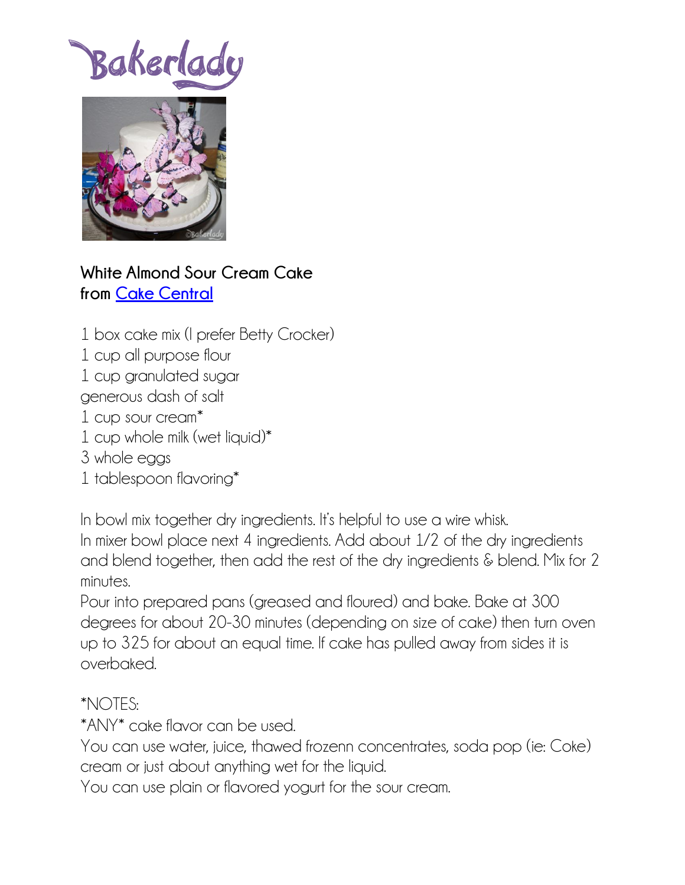Bakerlady

**White Almond Sour Cream Cake**
**from Cake Central**

1 box cake mix (I prefer Betty Crocker)
1 cup all purpose flour
1 cup granulated sugar
generous dash of salt
1 cup sour cream*
1 cup whole milk (wet liquid)*
3 whole eggs
1 tablespoon flavoring*

In bowl mix together dry ingredients. It's helpful to use a wire whisk.
In mixer bowl place next 4 ingredients. Add about 1/2 of the dry ingredients and blend together, then add the rest of the dry ingredients & blend. Mix for 2 minutes.
Pour into prepared pans (greased and floured) and bake. Bake at 300 degrees for about 20-30 minutes (depending on size of cake) then turn oven up to 325 for about an equal time. If cake has pulled away from sides it is overbaked.

*NOTES:
*ANY* cake flavor can be used.
You can use water, juice, thawed frozenn concentrates, soda pop (ie: Coke) cream or just about anything wet for the liquid.
You can use plain or flavored yogurt for the sour cream.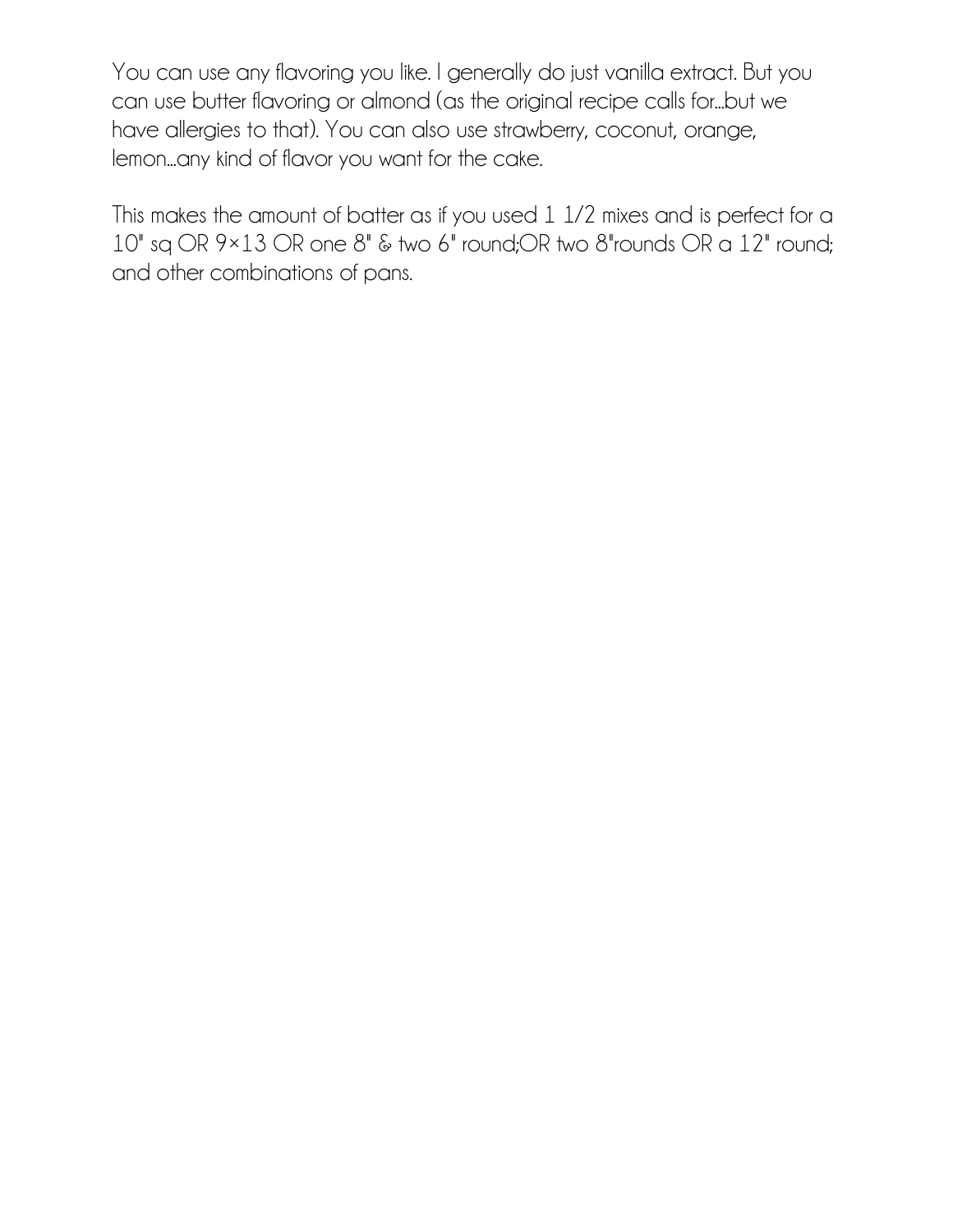You can use any flavoring you like. I generally do just vanilla extract. But you can use butter flavoring or almond (as the original recipe calls for…but we have allergies to that). You can also use strawberry, coconut, orange, lemon…any kind of flavor you want for the cake.

This makes the amount of batter as if you used 1 1/2 mixes and is perfect for a 10" sq OR 9×13 OR one 8" & two 6" round;OR two 8"rounds OR a 12" round; and other combinations of pans.